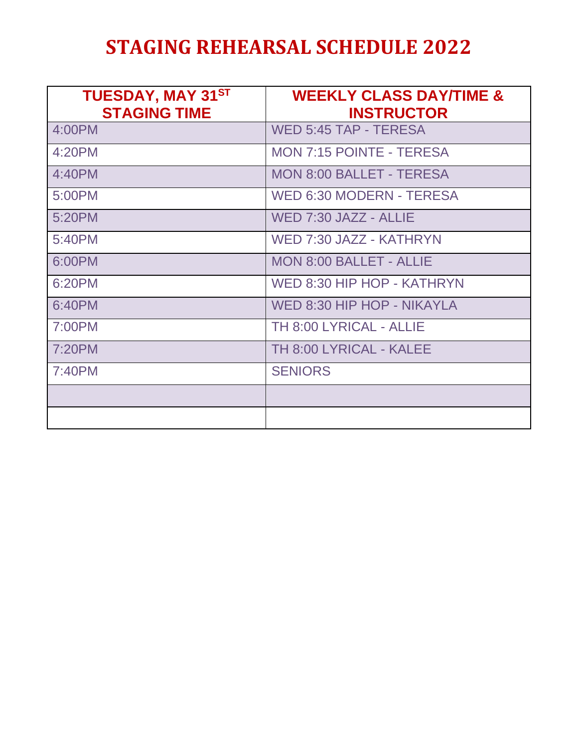# STAGING REHEARSAL SCHEDULE 2022

| TUESDAY, MAY 31ST STAGING TIME | WEEKLY CLASS DAY/TIME & INSTRUCTOR |
|---|---|
| 4:00PM | WED 5:45 TAP - TERESA |
| 4:20PM | MON 7:15 POINTE - TERESA |
| 4:40PM | MON 8:00 BALLET - TERESA |
| 5:00PM | WED 6:30 MODERN - TERESA |
| 5:20PM | WED 7:30 JAZZ - ALLIE |
| 5:40PM | WED 7:30 JAZZ - KATHRYN |
| 6:00PM | MON 8:00 BALLET - ALLIE |
| 6:20PM | WED 8:30 HIP HOP - KATHRYN |
| 6:40PM | WED 8:30 HIP HOP - NIKAYLA |
| 7:00PM | TH 8:00 LYRICAL - ALLIE |
| 7:20PM | TH 8:00 LYRICAL - KALEE |
| 7:40PM | SENIORS |
| | |
| | |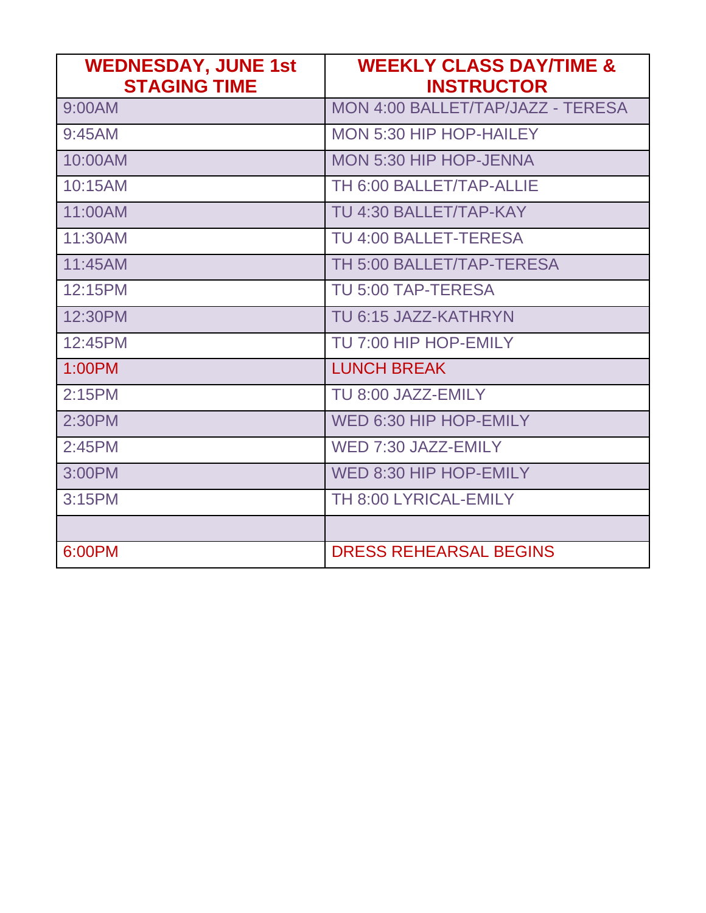| WEDNESDAY, JUNE 1st STAGING TIME | WEEKLY CLASS DAY/TIME & INSTRUCTOR |
| --- | --- |
| 9:00AM | MON 4:00 BALLET/TAP/JAZZ - TERESA |
| 9:45AM | MON 5:30 HIP HOP-HAILEY |
| 10:00AM | MON 5:30 HIP HOP-JENNA |
| 10:15AM | TH 6:00 BALLET/TAP-ALLIE |
| 11:00AM | TU 4:30 BALLET/TAP-KAY |
| 11:30AM | TU 4:00 BALLET-TERESA |
| 11:45AM | TH 5:00 BALLET/TAP-TERESA |
| 12:15PM | TU 5:00 TAP-TERESA |
| 12:30PM | TU 6:15 JAZZ-KATHRYN |
| 12:45PM | TU 7:00 HIP HOP-EMILY |
| 1:00PM | LUNCH BREAK |
| 2:15PM | TU 8:00 JAZZ-EMILY |
| 2:30PM | WED 6:30 HIP HOP-EMILY |
| 2:45PM | WED 7:30 JAZZ-EMILY |
| 3:00PM | WED 8:30 HIP HOP-EMILY |
| 3:15PM | TH 8:00 LYRICAL-EMILY |
| | |
| 6:00PM | DRESS REHEARSAL BEGINS |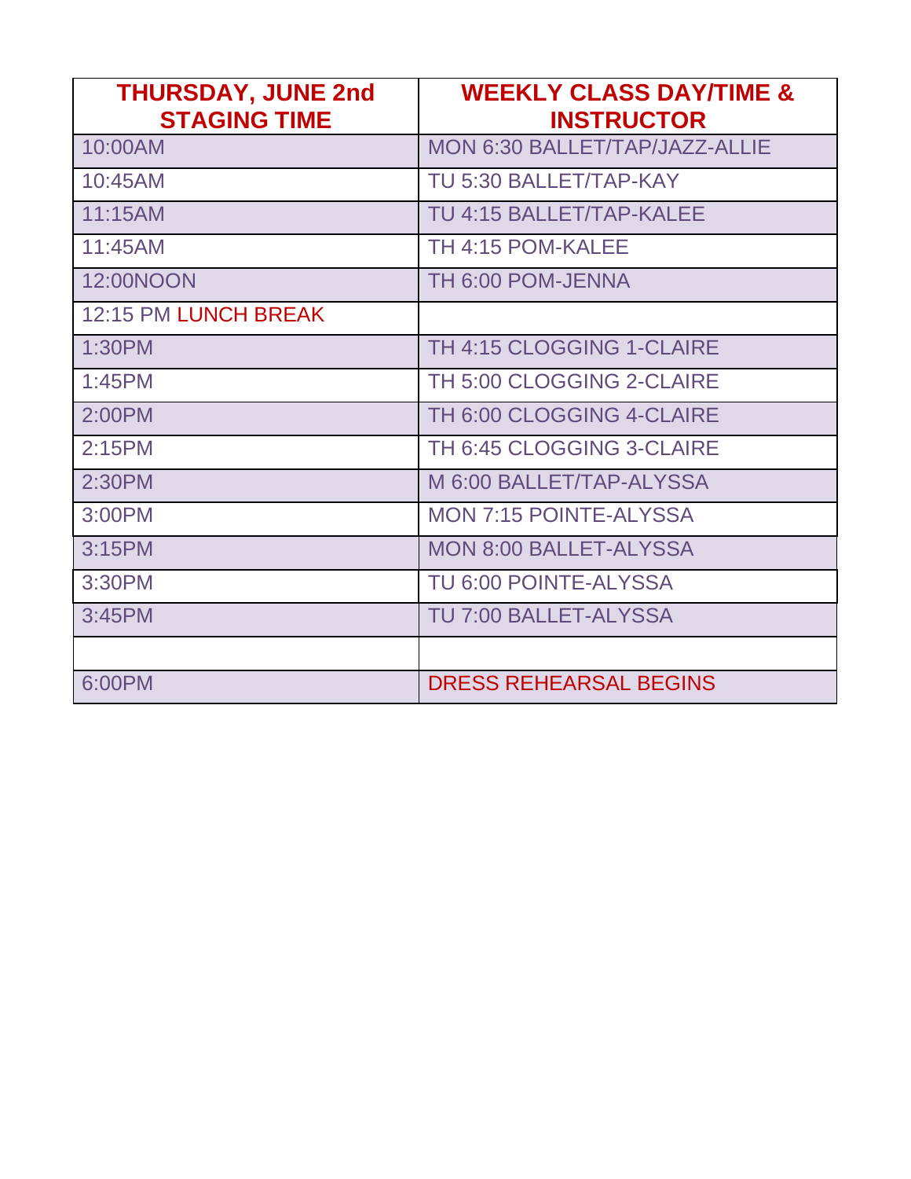| THURSDAY, JUNE 2nd STAGING TIME | WEEKLY CLASS DAY/TIME & INSTRUCTOR |
|---|---|
| 10:00AM | MON 6:30 BALLET/TAP/JAZZ-ALLIE |
| 10:45AM | TU 5:30 BALLET/TAP-KAY |
| 11:15AM | TU 4:15 BALLET/TAP-KALEE |
| 11:45AM | TH 4:15 POM-KALEE |
| 12:00NOON | TH 6:00 POM-JENNA |
| 12:15 PM LUNCH BREAK | |
| 1:30PM | TH 4:15 CLOGGING 1-CLAIRE |
| 1:45PM | TH 5:00 CLOGGING 2-CLAIRE |
| 2:00PM | TH 6:00 CLOGGING 4-CLAIRE |
| 2:15PM | TH 6:45 CLOGGING 3-CLAIRE |
| 2:30PM | M 6:00 BALLET/TAP-ALYSSA |
| 3:00PM | MON 7:15 POINTE-ALYSSA |
| 3:15PM | MON 8:00 BALLET-ALYSSA |
| 3:30PM | TU 6:00 POINTE-ALYSSA |
| 3:45PM | TU 7:00 BALLET-ALYSSA |
| | |
| 6:00PM | DRESS REHEARSAL BEGINS |